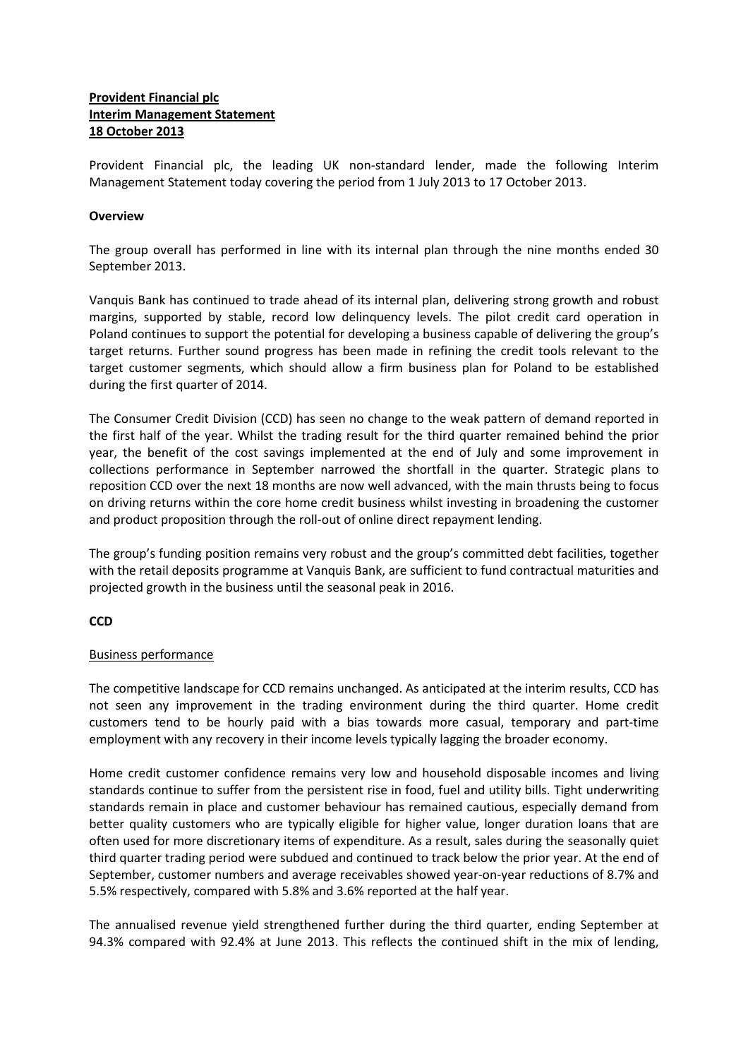**Provident Financial plc**
**Interim Management Statement**
**18 October 2013**

Provident Financial plc, the leading UK non-standard lender, made the following Interim Management Statement today covering the period from 1 July 2013 to 17 October 2013.

**Overview**

The group overall has performed in line with its internal plan through the nine months ended 30 September 2013.

Vanquis Bank has continued to trade ahead of its internal plan, delivering strong growth and robust margins, supported by stable, record low delinquency levels. The pilot credit card operation in Poland continues to support the potential for developing a business capable of delivering the group's target returns. Further sound progress has been made in refining the credit tools relevant to the target customer segments, which should allow a firm business plan for Poland to be established during the first quarter of 2014.

The Consumer Credit Division (CCD) has seen no change to the weak pattern of demand reported in the first half of the year. Whilst the trading result for the third quarter remained behind the prior year, the benefit of the cost savings implemented at the end of July and some improvement in collections performance in September narrowed the shortfall in the quarter. Strategic plans to reposition CCD over the next 18 months are now well advanced, with the main thrusts being to focus on driving returns within the core home credit business whilst investing in broadening the customer and product proposition through the roll-out of online direct repayment lending.

The group's funding position remains very robust and the group's committed debt facilities, together with the retail deposits programme at Vanquis Bank, are sufficient to fund contractual maturities and projected growth in the business until the seasonal peak in 2016.

**CCD**

Business performance

The competitive landscape for CCD remains unchanged. As anticipated at the interim results, CCD has not seen any improvement in the trading environment during the third quarter. Home credit customers tend to be hourly paid with a bias towards more casual, temporary and part-time employment with any recovery in their income levels typically lagging the broader economy.

Home credit customer confidence remains very low and household disposable incomes and living standards continue to suffer from the persistent rise in food, fuel and utility bills. Tight underwriting standards remain in place and customer behaviour has remained cautious, especially demand from better quality customers who are typically eligible for higher value, longer duration loans that are often used for more discretionary items of expenditure. As a result, sales during the seasonally quiet third quarter trading period were subdued and continued to track below the prior year. At the end of September, customer numbers and average receivables showed year-on-year reductions of 8.7% and 5.5% respectively, compared with 5.8% and 3.6% reported at the half year.

The annualised revenue yield strengthened further during the third quarter, ending September at 94.3% compared with 92.4% at June 2013. This reflects the continued shift in the mix of lending,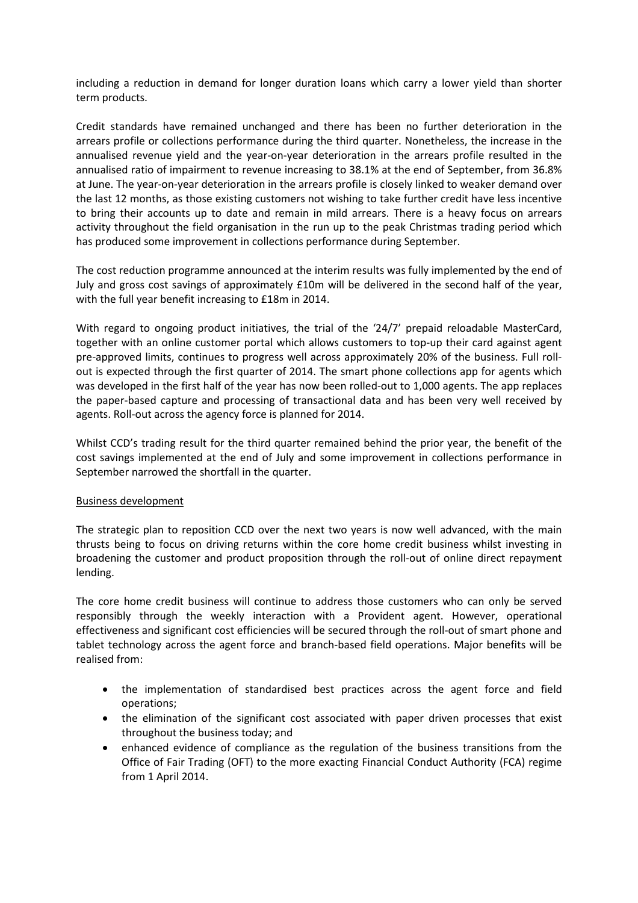including a reduction in demand for longer duration loans which carry a lower yield than shorter term products.

Credit standards have remained unchanged and there has been no further deterioration in the arrears profile or collections performance during the third quarter. Nonetheless, the increase in the annualised revenue yield and the year-on-year deterioration in the arrears profile resulted in the annualised ratio of impairment to revenue increasing to 38.1% at the end of September, from 36.8% at June. The year-on-year deterioration in the arrears profile is closely linked to weaker demand over the last 12 months, as those existing customers not wishing to take further credit have less incentive to bring their accounts up to date and remain in mild arrears. There is a heavy focus on arrears activity throughout the field organisation in the run up to the peak Christmas trading period which has produced some improvement in collections performance during September.

The cost reduction programme announced at the interim results was fully implemented by the end of July and gross cost savings of approximately £10m will be delivered in the second half of the year, with the full year benefit increasing to £18m in 2014.

With regard to ongoing product initiatives, the trial of the '24/7' prepaid reloadable MasterCard, together with an online customer portal which allows customers to top-up their card against agent pre-approved limits, continues to progress well across approximately 20% of the business. Full roll-out is expected through the first quarter of 2014. The smart phone collections app for agents which was developed in the first half of the year has now been rolled-out to 1,000 agents. The app replaces the paper-based capture and processing of transactional data and has been very well received by agents. Roll-out across the agency force is planned for 2014.

Whilst CCD's trading result for the third quarter remained behind the prior year, the benefit of the cost savings implemented at the end of July and some improvement in collections performance in September narrowed the shortfall in the quarter.

## Business development

The strategic plan to reposition CCD over the next two years is now well advanced, with the main thrusts being to focus on driving returns within the core home credit business whilst investing in broadening the customer and product proposition through the roll-out of online direct repayment lending.

The core home credit business will continue to address those customers who can only be served responsibly through the weekly interaction with a Provident agent. However, operational effectiveness and significant cost efficiencies will be secured through the roll-out of smart phone and tablet technology across the agent force and branch-based field operations. Major benefits will be realised from:

- the implementation of standardised best practices across the agent force and field operations;
- the elimination of the significant cost associated with paper driven processes that exist throughout the business today; and
- enhanced evidence of compliance as the regulation of the business transitions from the Office of Fair Trading (OFT) to the more exacting Financial Conduct Authority (FCA) regime from 1 April 2014.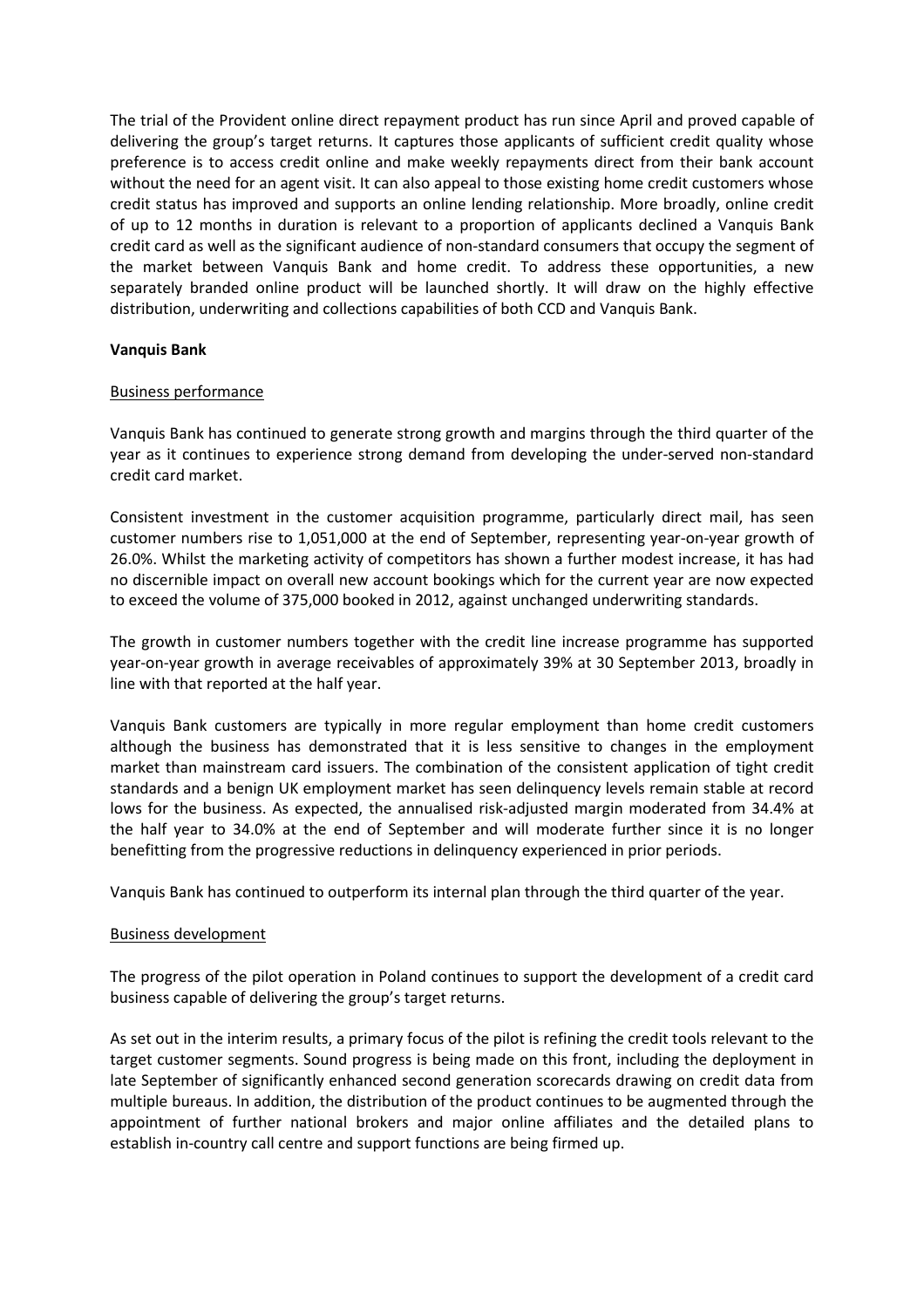The trial of the Provident online direct repayment product has run since April and proved capable of delivering the group's target returns. It captures those applicants of sufficient credit quality whose preference is to access credit online and make weekly repayments direct from their bank account without the need for an agent visit. It can also appeal to those existing home credit customers whose credit status has improved and supports an online lending relationship. More broadly, online credit of up to 12 months in duration is relevant to a proportion of applicants declined a Vanquis Bank credit card as well as the significant audience of non-standard consumers that occupy the segment of the market between Vanquis Bank and home credit. To address these opportunities, a new separately branded online product will be launched shortly. It will draw on the highly effective distribution, underwriting and collections capabilities of both CCD and Vanquis Bank.

**Vanquis Bank**

Business performance

Vanquis Bank has continued to generate strong growth and margins through the third quarter of the year as it continues to experience strong demand from developing the under-served non-standard credit card market.

Consistent investment in the customer acquisition programme, particularly direct mail, has seen customer numbers rise to 1,051,000 at the end of September, representing year-on-year growth of 26.0%. Whilst the marketing activity of competitors has shown a further modest increase, it has had no discernible impact on overall new account bookings which for the current year are now expected to exceed the volume of 375,000 booked in 2012, against unchanged underwriting standards.

The growth in customer numbers together with the credit line increase programme has supported year-on-year growth in average receivables of approximately 39% at 30 September 2013, broadly in line with that reported at the half year.

Vanquis Bank customers are typically in more regular employment than home credit customers although the business has demonstrated that it is less sensitive to changes in the employment market than mainstream card issuers. The combination of the consistent application of tight credit standards and a benign UK employment market has seen delinquency levels remain stable at record lows for the business. As expected, the annualised risk-adjusted margin moderated from 34.4% at the half year to 34.0% at the end of September and will moderate further since it is no longer benefitting from the progressive reductions in delinquency experienced in prior periods.

Vanquis Bank has continued to outperform its internal plan through the third quarter of the year.

Business development

The progress of the pilot operation in Poland continues to support the development of a credit card business capable of delivering the group's target returns.

As set out in the interim results, a primary focus of the pilot is refining the credit tools relevant to the target customer segments. Sound progress is being made on this front, including the deployment in late September of significantly enhanced second generation scorecards drawing on credit data from multiple bureaus. In addition, the distribution of the product continues to be augmented through the appointment of further national brokers and major online affiliates and the detailed plans to establish in-country call centre and support functions are being firmed up.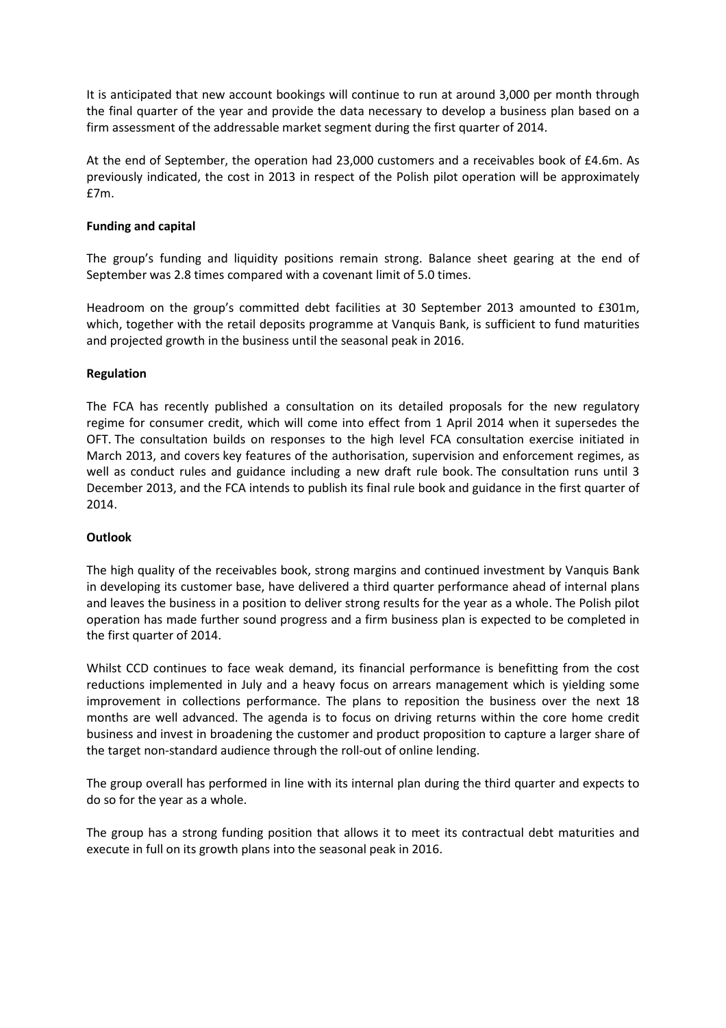It is anticipated that new account bookings will continue to run at around 3,000 per month through the final quarter of the year and provide the data necessary to develop a business plan based on a firm assessment of the addressable market segment during the first quarter of 2014.

At the end of September, the operation had 23,000 customers and a receivables book of £4.6m. As previously indicated, the cost in 2013 in respect of the Polish pilot operation will be approximately £7m.

**Funding and capital**

The group's funding and liquidity positions remain strong. Balance sheet gearing at the end of September was 2.8 times compared with a covenant limit of 5.0 times.

Headroom on the group's committed debt facilities at 30 September 2013 amounted to £301m, which, together with the retail deposits programme at Vanquis Bank, is sufficient to fund maturities and projected growth in the business until the seasonal peak in 2016.

**Regulation**

The FCA has recently published a consultation on its detailed proposals for the new regulatory regime for consumer credit, which will come into effect from 1 April 2014 when it supersedes the OFT. The consultation builds on responses to the high level FCA consultation exercise initiated in March 2013, and covers key features of the authorisation, supervision and enforcement regimes, as well as conduct rules and guidance including a new draft rule book. The consultation runs until 3 December 2013, and the FCA intends to publish its final rule book and guidance in the first quarter of 2014.

**Outlook**

The high quality of the receivables book, strong margins and continued investment by Vanquis Bank in developing its customer base, have delivered a third quarter performance ahead of internal plans and leaves the business in a position to deliver strong results for the year as a whole. The Polish pilot operation has made further sound progress and a firm business plan is expected to be completed in the first quarter of 2014.

Whilst CCD continues to face weak demand, its financial performance is benefitting from the cost reductions implemented in July and a heavy focus on arrears management which is yielding some improvement in collections performance. The plans to reposition the business over the next 18 months are well advanced. The agenda is to focus on driving returns within the core home credit business and invest in broadening the customer and product proposition to capture a larger share of the target non-standard audience through the roll-out of online lending.

The group overall has performed in line with its internal plan during the third quarter and expects to do so for the year as a whole.

The group has a strong funding position that allows it to meet its contractual debt maturities and execute in full on its growth plans into the seasonal peak in 2016.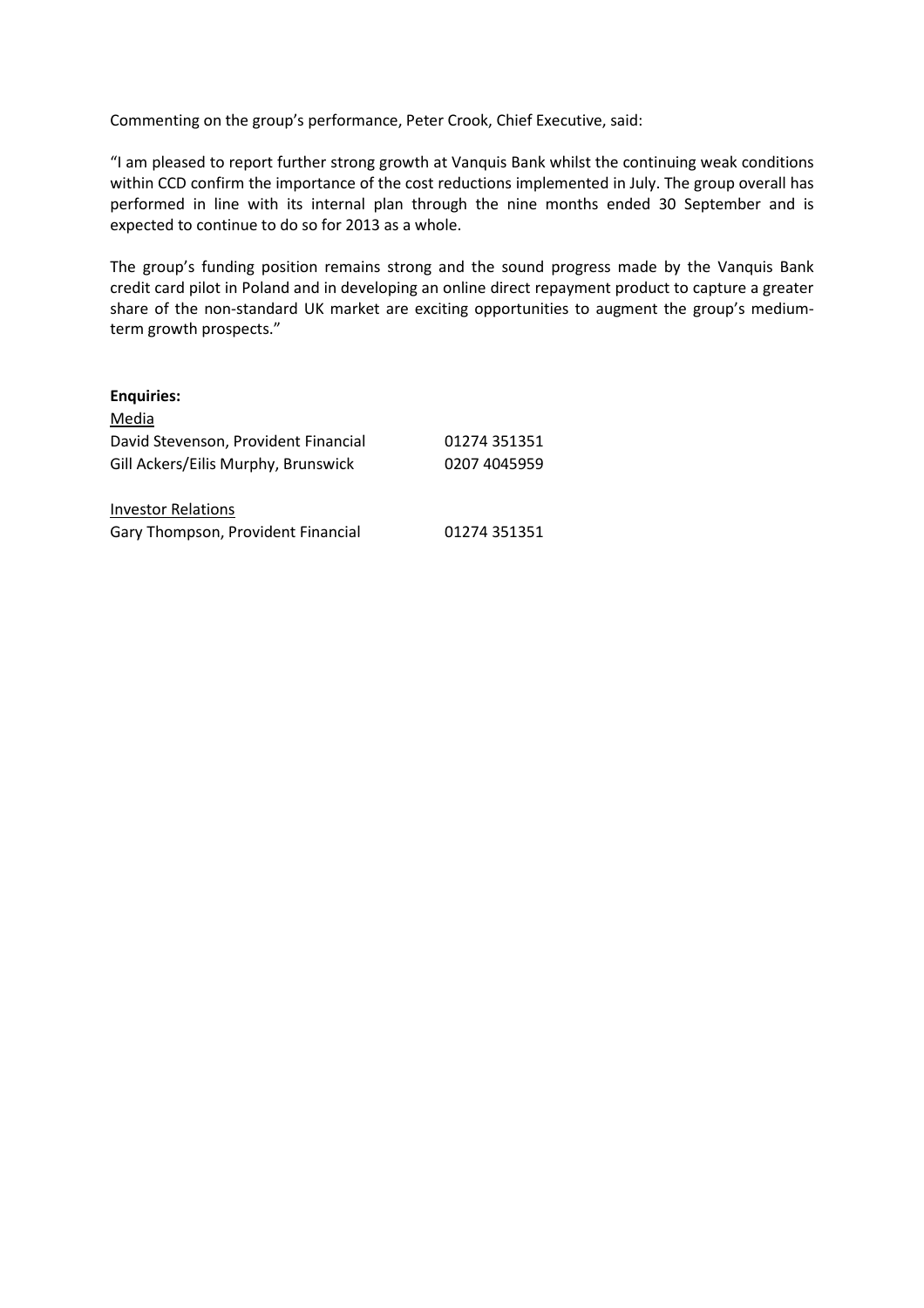Commenting on the group's performance, Peter Crook, Chief Executive, said:

"I am pleased to report further strong growth at Vanquis Bank whilst the continuing weak conditions within CCD confirm the importance of the cost reductions implemented in July. The group overall has performed in line with its internal plan through the nine months ended 30 September and is expected to continue to do so for 2013 as a whole.

The group's funding position remains strong and the sound progress made by the Vanquis Bank credit card pilot in Poland and in developing an online direct repayment product to capture a greater share of the non-standard UK market are exciting opportunities to augment the group's medium-term growth prospects."

**Enquiries:**

| | |
|---|---|
| Media | |
| David Stevenson, Provident Financial | 01274 351351 |
| Gill Ackers/Eilis Murphy, Brunswick | 0207 4045959 |
| | |
| Investor Relations | |
| Gary Thompson, Provident Financial | 01274 351351 |